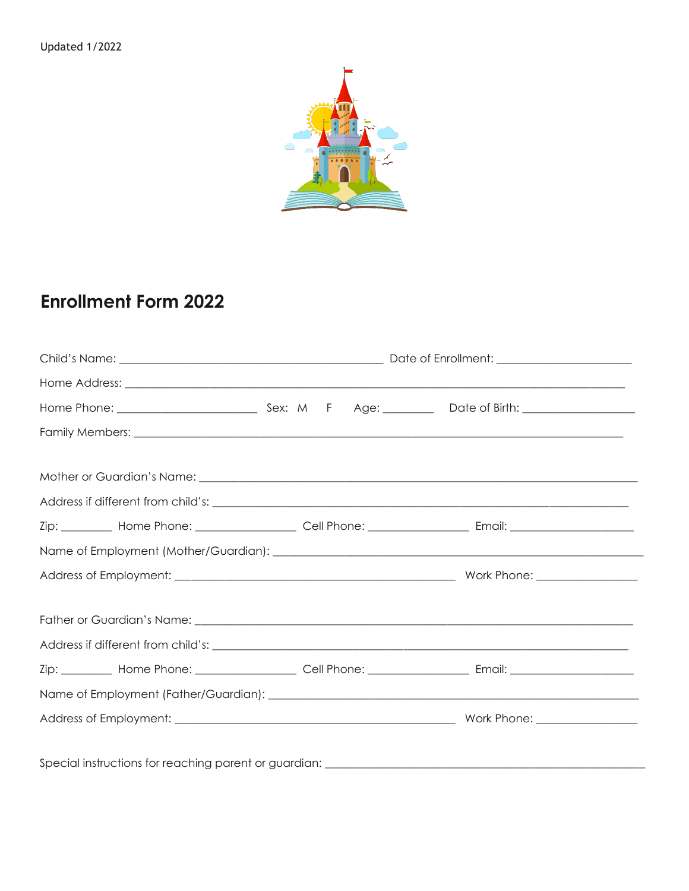Updated 1/2022

# Enrollment Form 2022

Child's Name: ____________________________________________ Date of Enrollment: ______________________

Home Address: ____________________________________________________________________________________

Home Phone: _______________________ Sex: M F Age: ________ Date of Birth: __________________

Family Members: __________________________________________________________________________________

Mother or Guardian's Name: ________________________________________________________________________

Address if different from child's: _____________________________________________________________________

Zip: ________ Home Phone: ________________ Cell Phone: ________________ Email: ____________________

Name of Employment (Mother/Guardian): ____________________________________________________________

Address of Employment: _______________________________________________ Work Phone: ________________

Father or Guardian's Name: _________________________________________________________________________

Address if different from child's: _____________________________________________________________________

Zip: ________ Home Phone: ________________ Cell Phone: ________________ Email: ____________________

Name of Employment (Father/Guardian): ____________________________________________________________

Address of Employment: _______________________________________________ Work Phone: ________________

Special instructions for reaching parent or guardian: _____________________________________________________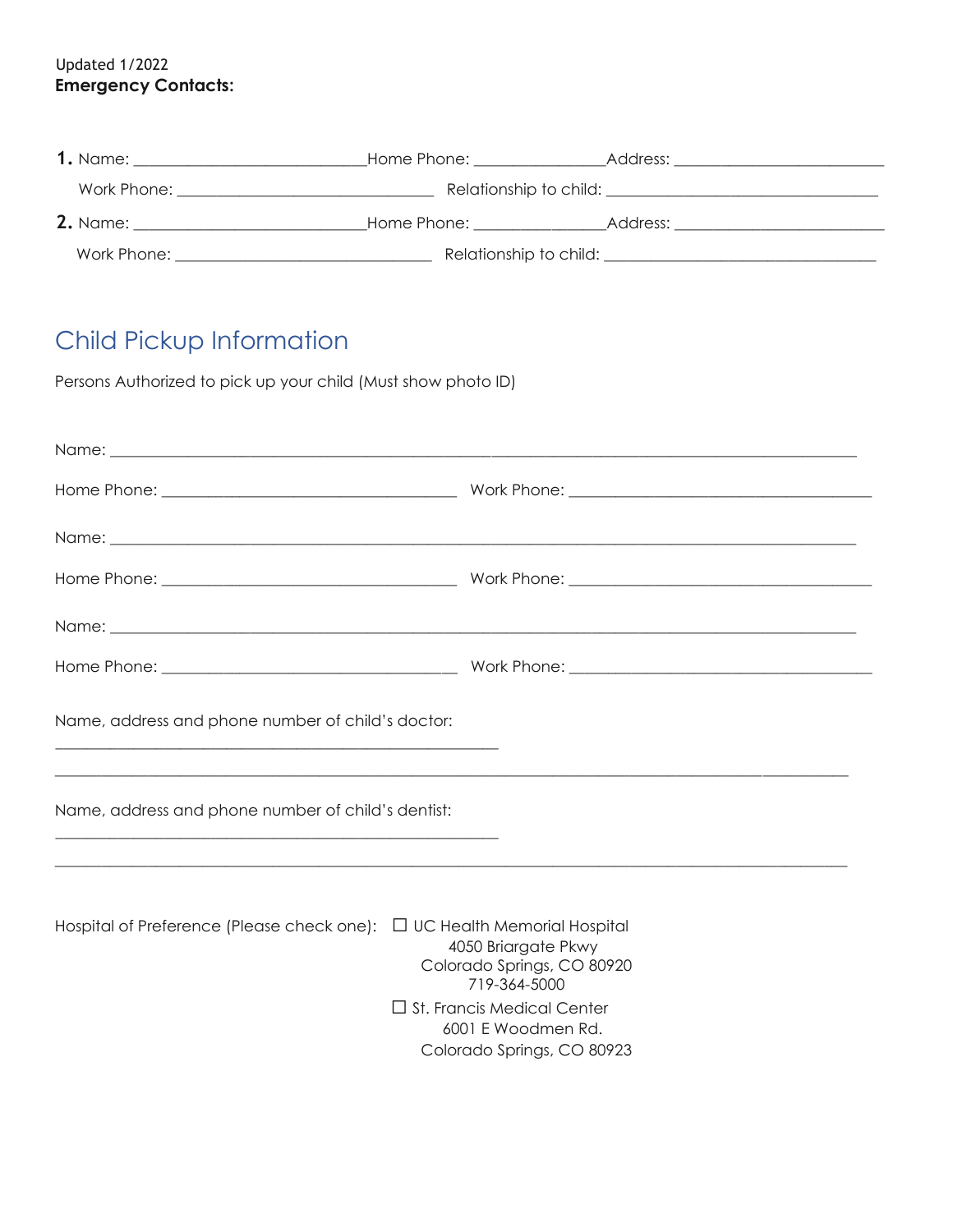Updated 1/2022

**Emergency Contacts:**

1. Name: ___________________________Home Phone: _______________Address: ________________________

   Work Phone: ______________________________ Relationship to child: ________________________________

2. Name: ___________________________Home Phone: _______________Address: ________________________

   Work Phone: ______________________________ Relationship to child: ________________________________

## Child Pickup Information

Persons Authorized to pick up your child (Must show photo ID)

Name: ______________________________________________________________________________________

Home Phone: __________________________________ Work Phone: __________________________________

Name: ______________________________________________________________________________________

Home Phone: __________________________________ Work Phone: __________________________________

Name: ______________________________________________________________________________________

Home Phone: __________________________________ Work Phone: __________________________________

Name, address and phone number of child's doctor:

____________________________________________________

___________________________________________________________________________________________

Name, address and phone number of child's dentist:

____________________________________________________

___________________________________________________________________________________________

Hospital of Preference (Please check one):

☐ UC Health Memorial Hospital
4050 Briargate Pkwy
Colorado Springs, CO 80920
719-364-5000

☐ St. Francis Medical Center
6001 E Woodmen Rd.
Colorado Springs, CO 80923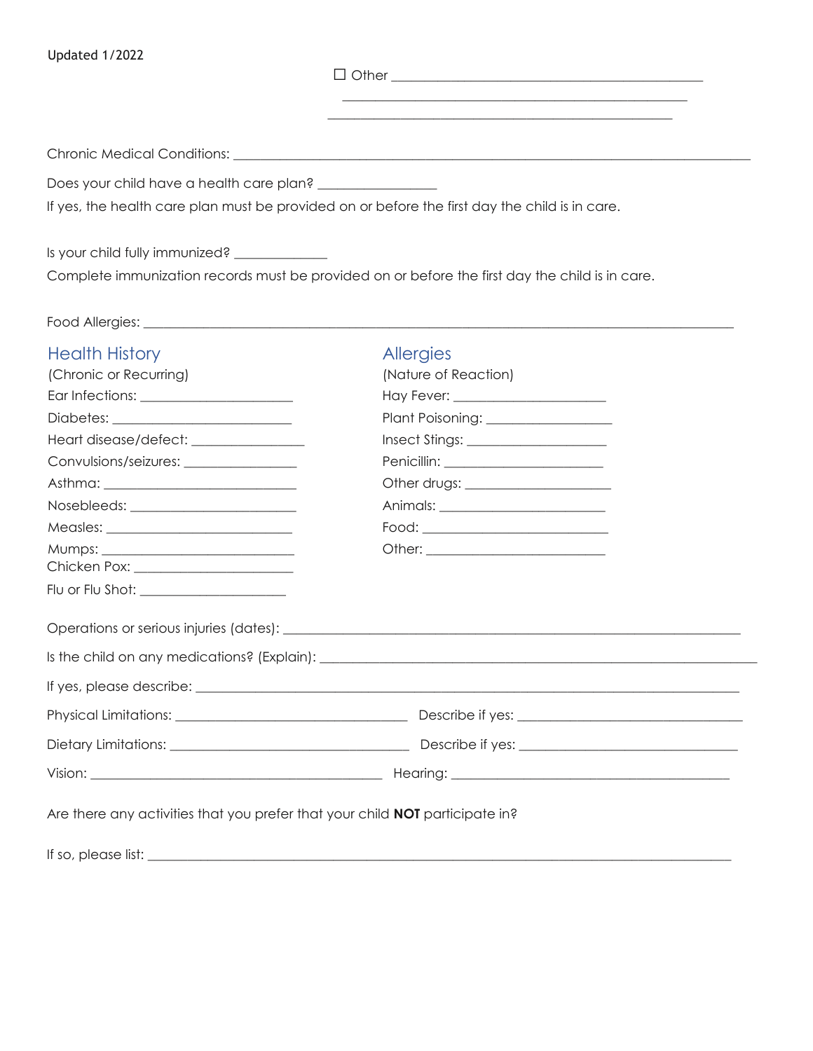Updated 1/2022

☐ Other ______________________________________________

______________________________________________

______________________________________________

Chronic Medical Conditions: ______________________________________________________________________

Does your child have a health care plan? ________________

If yes, the health care plan must be provided on or before the first day the child is in care.

Is your child fully immunized? ____________

Complete immunization records must be provided on or before the first day the child is in care.

Food Allergies: ______________________________________________________________________________

## Health History

(Chronic or Recurring)

Ear Infections: ____________________

Diabetes: ________________________

Heart disease/defect: ______________

Convulsions/seizures: ______________

Asthma: _________________________

Nosebleeds: ______________________

Measles: _________________________

Mumps: __________________________

Chicken Pox: ______________________

Flu or Flu Shot: ___________________

## Allergies

(Nature of Reaction)

Hay Fever: ____________________

Plant Poisoning: ________________

Insect Stings: __________________

Penicillin: _____________________

Other drugs: ___________________

Animals: ______________________

Food: ________________________

Other: ________________________

Operations or serious injuries (dates): ______________________________________________________

Is the child on any medications? (Explain): ___________________________________________________

If yes, please describe: _________________________________________________________________

Physical Limitations: ____________________________ Describe if yes: _____________________________

Dietary Limitations: _____________________________ Describe if yes: _____________________________

Vision: ______________________________________ Hearing: ____________________________________

Are there any activities that you prefer that your child **NOT** participate in?

If so, please list: ______________________________________________________________________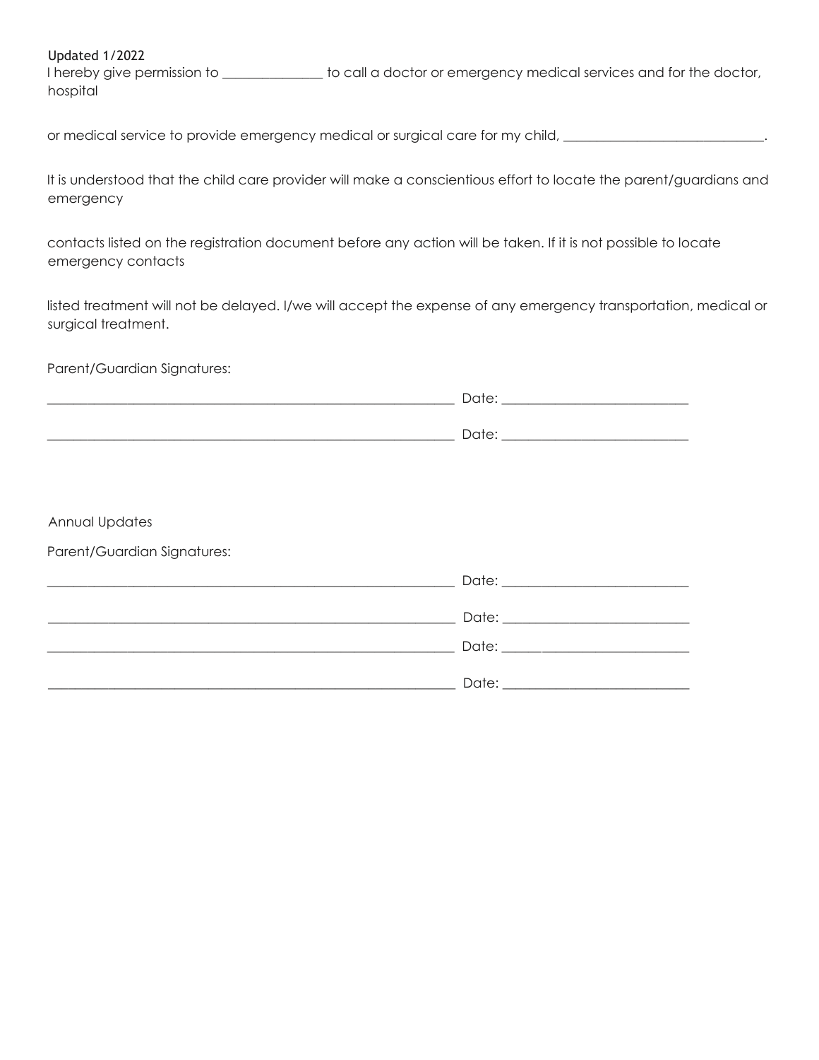Updated 1/2022

I hereby give permission to _______________ to call a doctor or emergency medical services and for the doctor, hospital

or medical service to provide emergency medical or surgical care for my child, ______________________________.

It is understood that the child care provider will make a conscientious effort to locate the parent/guardians and emergency

contacts listed on the registration document before any action will be taken. If it is not possible to locate emergency contacts

listed treatment will not be delayed. I/we will accept the expense of any emergency transportation, medical or surgical treatment.

Parent/Guardian Signatures:

______________________________________________________________ Date: ____________________________

______________________________________________________________ Date: ____________________________

Annual Updates

Parent/Guardian Signatures:

______________________________________________________________ Date: ____________________________

______________________________________________________________ Date: ____________________________

______________________________________________________________ Date: ____________________________

______________________________________________________________ Date: ____________________________